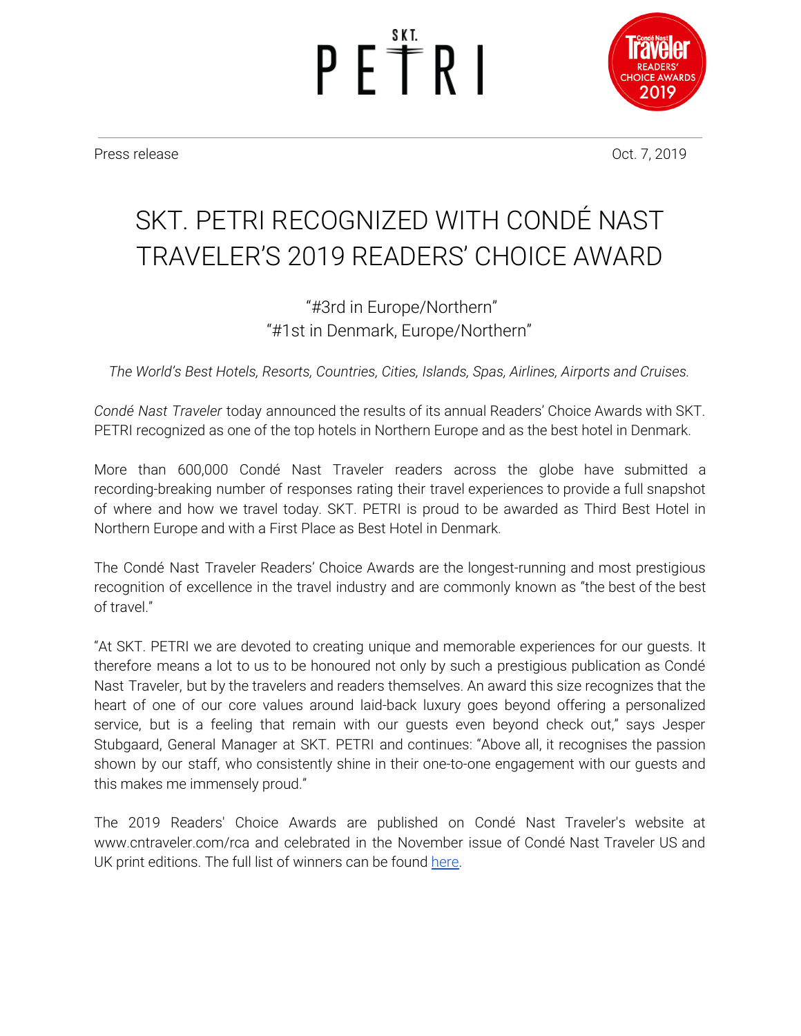SKT. PETRI

Press release

Oct. 7, 2019

# SKT. PETRI RECOGNIZED WITH CONDÉ NAST TRAVELER'S 2019 READERS' CHOICE AWARD

"#3rd in Europe/Northern"
"#1st in Denmark, Europe/Northern"

*The World's Best Hotels, Resorts, Countries, Cities, Islands, Spas, Airlines, Airports and Cruises.*

*Condé Nast Traveler* today announced the results of its annual Readers' Choice Awards with SKT. PETRI recognized as one of the top hotels in Northern Europe and as the best hotel in Denmark.

More than 600,000 Condé Nast Traveler readers across the globe have submitted a recording-breaking number of responses rating their travel experiences to provide a full snapshot of where and how we travel today. SKT. PETRI is proud to be awarded as Third Best Hotel in Northern Europe and with a First Place as Best Hotel in Denmark.

The Condé Nast Traveler Readers' Choice Awards are the longest-running and most prestigious recognition of excellence in the travel industry and are commonly known as "the best of the best of travel."

"At SKT. PETRI we are devoted to creating unique and memorable experiences for our guests. It therefore means a lot to us to be honoured not only by such a prestigious publication as Condé Nast Traveler, but by the travelers and readers themselves. An award this size recognizes that the heart of one of our core values around laid-back luxury goes beyond offering a personalized service, but is a feeling that remain with our guests even beyond check out," says Jesper Stubgaard, General Manager at SKT. PETRI and continues: "Above all, it recognises the passion shown by our staff, who consistently shine in their one-to-one engagement with our guests and this makes me immensely proud."

The 2019 Readers' Choice Awards are published on Condé Nast Traveler's website at www.cntraveler.com/rca and celebrated in the November issue of Condé Nast Traveler US and UK print editions. The full list of winners can be found here.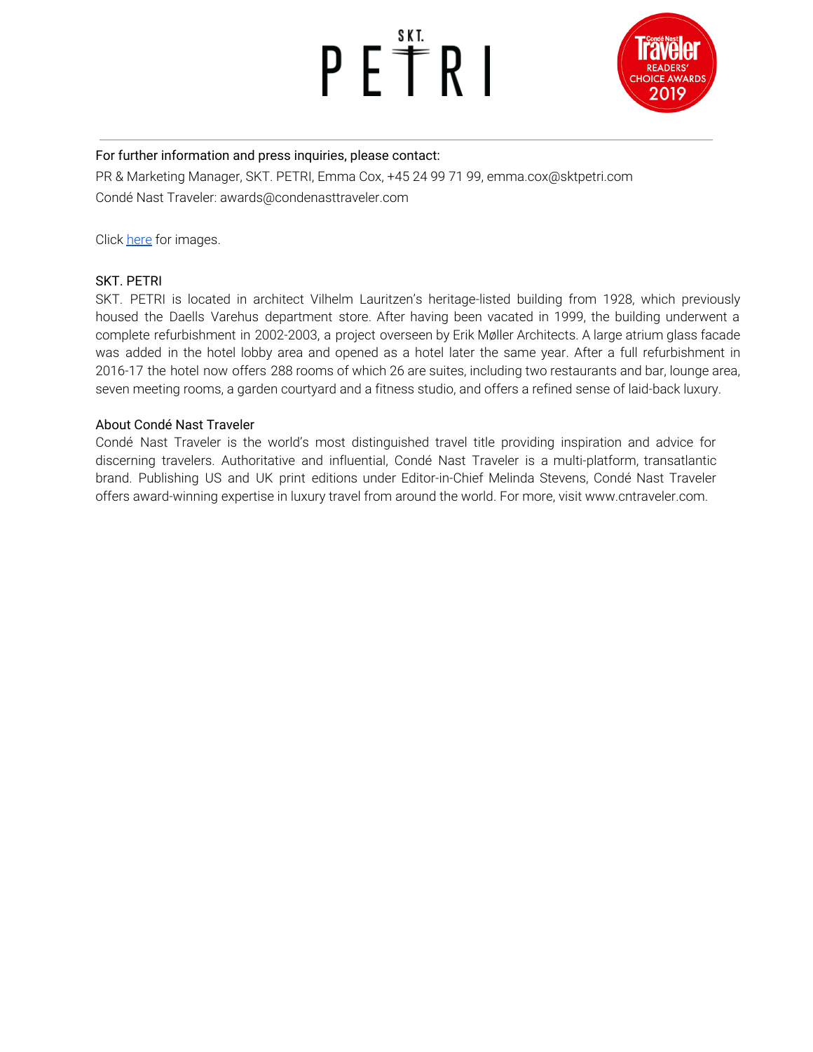For further information and press inquiries, please contact:

PR & Marketing Manager, SKT. PETRI, Emma Cox, +45 24 99 71 99, emma.cox@sktpetri.com

Condé Nast Traveler: awards@condenasttraveler.com

Click here for images.

SKT. PETRI

SKT. PETRI is located in architect Vilhelm Lauritzen's heritage-listed building from 1928, which previously housed the Daells Varehus department store. After having been vacated in 1999, the building underwent a complete refurbishment in 2002-2003, a project overseen by Erik Møller Architects. A large atrium glass facade was added in the hotel lobby area and opened as a hotel later the same year. After a full refurbishment in 2016-17 the hotel now offers 288 rooms of which 26 are suites, including two restaurants and bar, lounge area, seven meeting rooms, a garden courtyard and a fitness studio, and offers a refined sense of laid-back luxury.

About Condé Nast Traveler

Condé Nast Traveler is the world's most distinguished travel title providing inspiration and advice for discerning travelers. Authoritative and influential, Condé Nast Traveler is a multi-platform, transatlantic brand. Publishing US and UK print editions under Editor-in-Chief Melinda Stevens, Condé Nast Traveler offers award-winning expertise in luxury travel from around the world. For more, visit www.cntraveler.com.